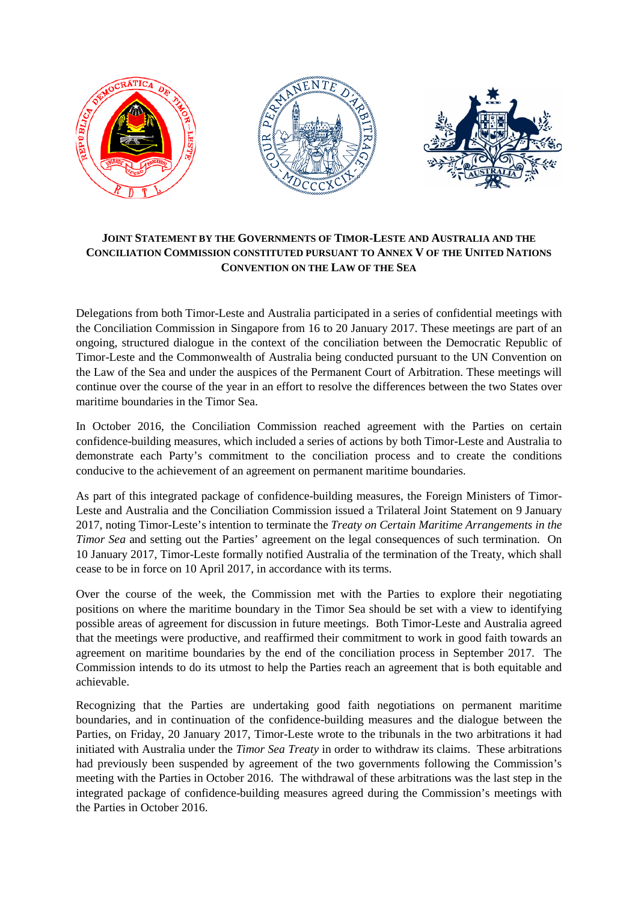# JOINT STATEMENT BY THE GOVERNMENTS OF TIMOR-LESTE AND AUSTRALIA AND THE CONCILIATION COMMISSION CONSTITUTED PURSUANT TO ANNEX V OF THE UNITED NATIONS CONVENTION ON THE LAW OF THE SEA

Delegations from both Timor-Leste and Australia participated in a series of confidential meetings with the Conciliation Commission in Singapore from 16 to 20 January 2017. These meetings are part of an ongoing, structured dialogue in the context of the conciliation between the Democratic Republic of Timor-Leste and the Commonwealth of Australia being conducted pursuant to the UN Convention on the Law of the Sea and under the auspices of the Permanent Court of Arbitration. These meetings will continue over the course of the year in an effort to resolve the differences between the two States over maritime boundaries in the Timor Sea.

In October 2016, the Conciliation Commission reached agreement with the Parties on certain confidence-building measures, which included a series of actions by both Timor-Leste and Australia to demonstrate each Party's commitment to the conciliation process and to create the conditions conducive to the achievement of an agreement on permanent maritime boundaries.

As part of this integrated package of confidence-building measures, the Foreign Ministers of Timor-Leste and Australia and the Conciliation Commission issued a Trilateral Joint Statement on 9 January 2017, noting Timor-Leste's intention to terminate the *Treaty on Certain Maritime Arrangements in the Timor Sea* and setting out the Parties' agreement on the legal consequences of such termination. On 10 January 2017, Timor-Leste formally notified Australia of the termination of the Treaty, which shall cease to be in force on 10 April 2017, in accordance with its terms.

Over the course of the week, the Commission met with the Parties to explore their negotiating positions on where the maritime boundary in the Timor Sea should be set with a view to identifying possible areas of agreement for discussion in future meetings. Both Timor-Leste and Australia agreed that the meetings were productive, and reaffirmed their commitment to work in good faith towards an agreement on maritime boundaries by the end of the conciliation process in September 2017. The Commission intends to do its utmost to help the Parties reach an agreement that is both equitable and achievable.

Recognizing that the Parties are undertaking good faith negotiations on permanent maritime boundaries, and in continuation of the confidence-building measures and the dialogue between the Parties, on Friday, 20 January 2017, Timor-Leste wrote to the tribunals in the two arbitrations it had initiated with Australia under the *Timor Sea Treaty* in order to withdraw its claims. These arbitrations had previously been suspended by agreement of the two governments following the Commission's meeting with the Parties in October 2016. The withdrawal of these arbitrations was the last step in the integrated package of confidence-building measures agreed during the Commission's meetings with the Parties in October 2016.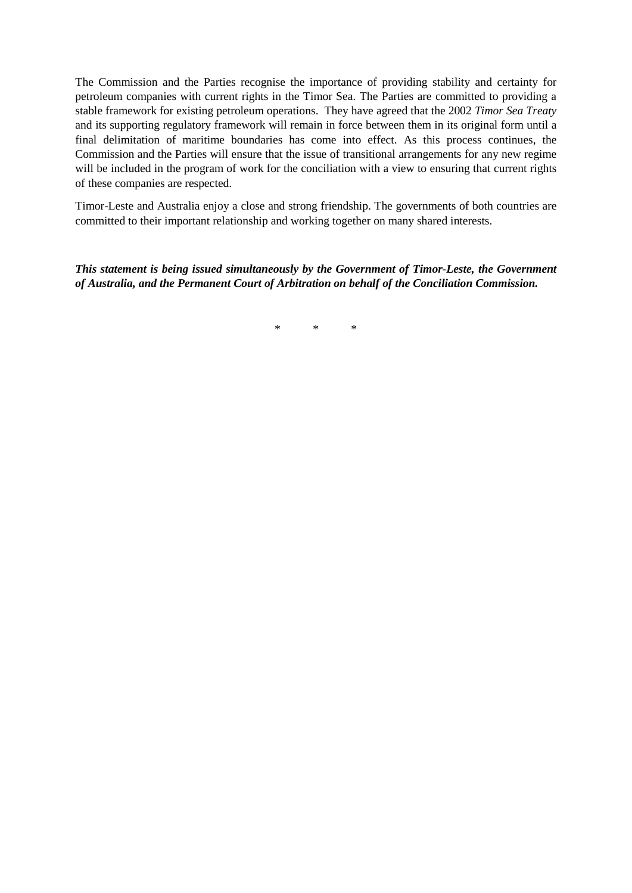The Commission and the Parties recognise the importance of providing stability and certainty for petroleum companies with current rights in the Timor Sea. The Parties are committed to providing a stable framework for existing petroleum operations. They have agreed that the 2002 *Timor Sea Treaty* and its supporting regulatory framework will remain in force between them in its original form until a final delimitation of maritime boundaries has come into effect. As this process continues, the Commission and the Parties will ensure that the issue of transitional arrangements for any new regime will be included in the program of work for the conciliation with a view to ensuring that current rights of these companies are respected.

Timor-Leste and Australia enjoy a close and strong friendship. The governments of both countries are committed to their important relationship and working together on many shared interests.

***This statement is being issued simultaneously by the Government of Timor-Leste, the Government of Australia, and the Permanent Court of Arbitration on behalf of the Conciliation Commission.***

\* \* \*